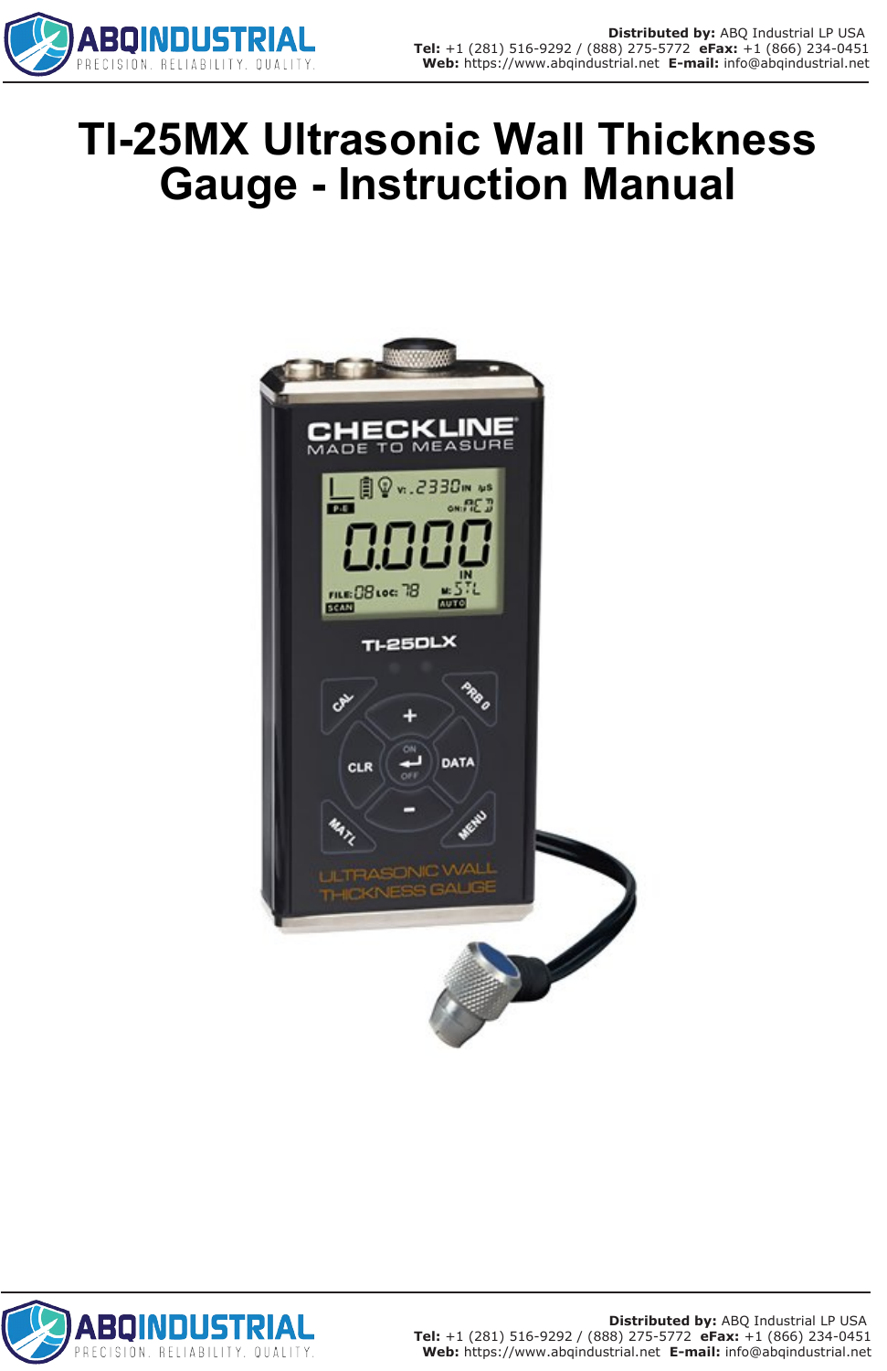# TI-25MX Ultrasonic Wall Thickness Gauge - Instruction Manual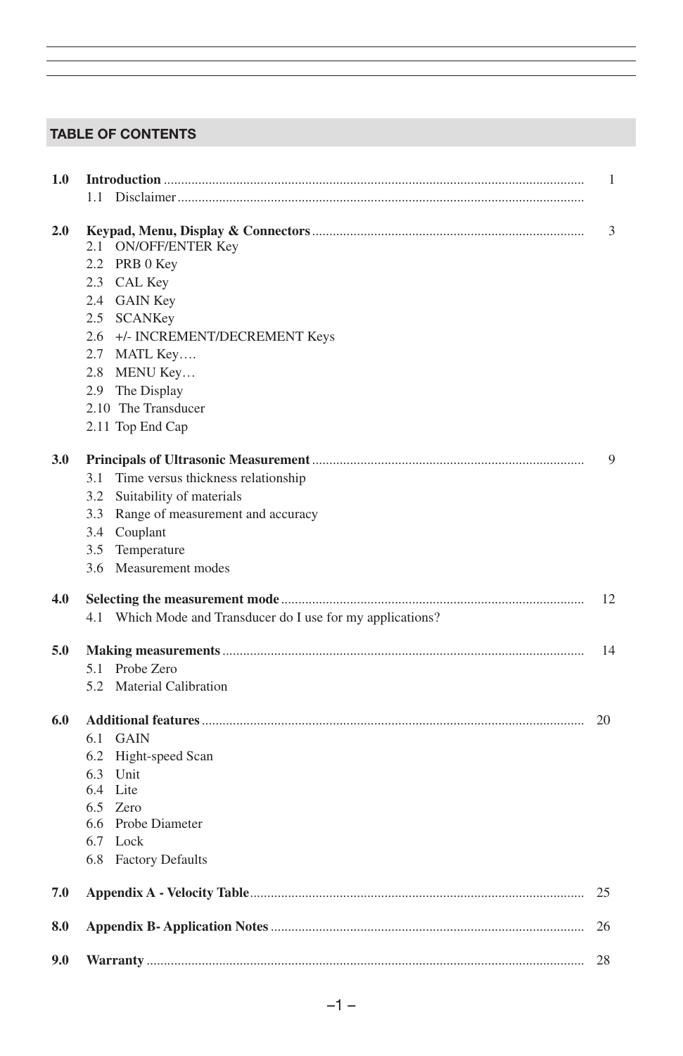## TABLE OF CONTENTS

| | | |
|---|---|---|
| **1.0** | **Introduction** | 1 |
| | 1.1 Disclaimer | |
| **2.0** | **Keypad, Menu, Display & Connectors** | 3 |
| | 2.1 ON/OFF/ENTER Key | |
| | 2.2 PRB 0 Key | |
| | 2.3 CAL Key | |
| | 2.4 GAIN Key | |
| | 2.5 SCANKey | |
| | 2.6 +/- INCREMENT/DECREMENT Keys | |
| | 2.7 MATL Key…. | |
| | 2.8 MENU Key… | |
| | 2.9 The Display | |
| | 2.10 The Transducer | |
| | 2.11 Top End Cap | |
| **3.0** | **Principals of Ultrasonic Measurement** | 9 |
| | 3.1 Time versus thickness relationship | |
| | 3.2 Suitability of materials | |
| | 3.3 Range of measurement and accuracy | |
| | 3.4 Couplant | |
| | 3.5 Temperature | |
| | 3.6 Measurement modes | |
| **4.0** | **Selecting the measurement mode** | 12 |
| | 4.1 Which Mode and Transducer do I use for my applications? | |
| **5.0** | **Making measurements** | 14 |
| | 5.1 Probe Zero | |
| | 5.2 Material Calibration | |
| **6.0** | **Additional features** | 20 |
| | 6.1 GAIN | |
| | 6.2 Hight-speed Scan | |
| | 6.3 Unit | |
| | 6.4 Lite | |
| | 6.5 Zero | |
| | 6.6 Probe Diameter | |
| | 6.7 Lock | |
| | 6.8 Factory Defaults | |
| **7.0** | **Appendix A - Velocity Table** | 25 |
| **8.0** | **Appendix B- Application Notes** | 26 |
| **9.0** | **Warranty** | 28 |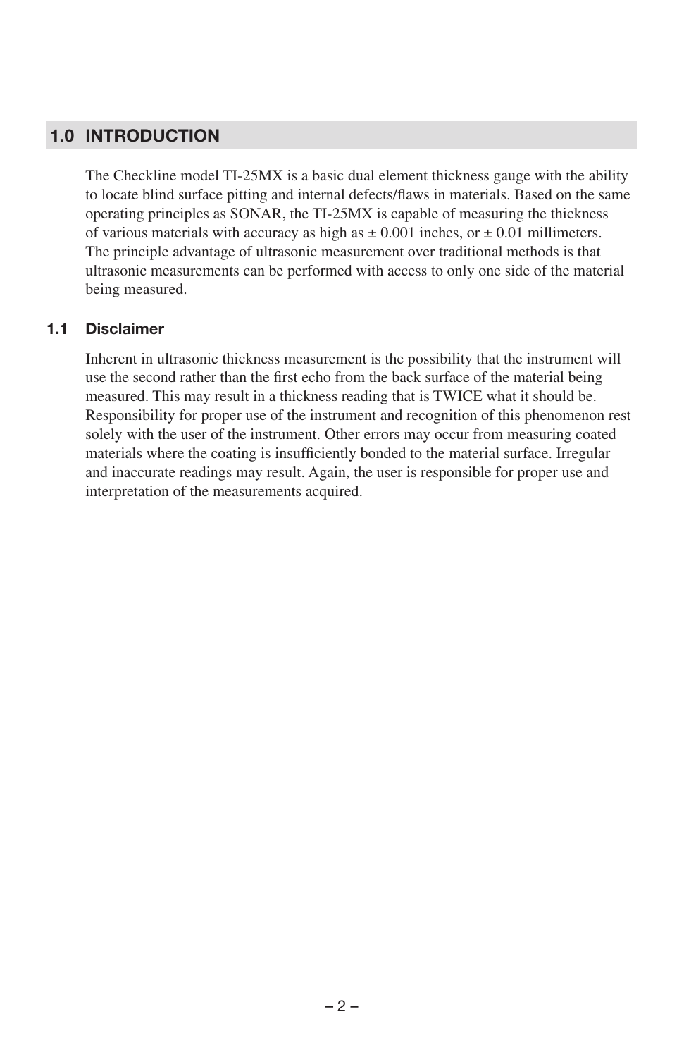## 1.0 INTRODUCTION

The Checkline model TI-25MX is a basic dual element thickness gauge with the ability to locate blind surface pitting and internal defects/flaws in materials. Based on the same operating principles as SONAR, the TI-25MX is capable of measuring the thickness of various materials with accuracy as high as ± 0.001 inches, or ± 0.01 millimeters. The principle advantage of ultrasonic measurement over traditional methods is that ultrasonic measurements can be performed with access to only one side of the material being measured.

### 1.1 Disclaimer

Inherent in ultrasonic thickness measurement is the possibility that the instrument will use the second rather than the first echo from the back surface of the material being measured. This may result in a thickness reading that is TWICE what it should be. Responsibility for proper use of the instrument and recognition of this phenomenon rest solely with the user of the instrument. Other errors may occur from measuring coated materials where the coating is insufficiently bonded to the material surface. Irregular and inaccurate readings may result. Again, the user is responsible for proper use and interpretation of the measurements acquired.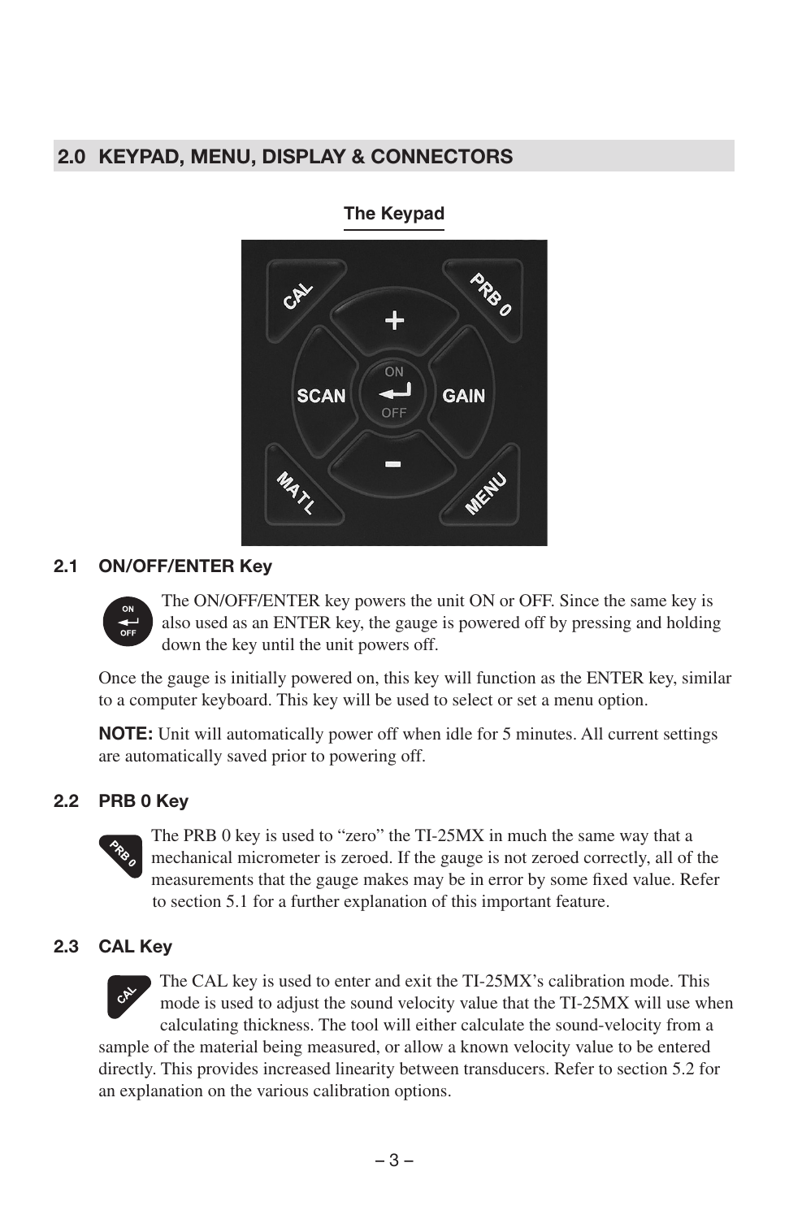## 2.0 KEYPAD, MENU, DISPLAY & CONNECTORS

**The Keypad**

### 2.1 ON/OFF/ENTER Key

The ON/OFF/ENTER key powers the unit ON or OFF. Since the same key is also used as an ENTER key, the gauge is powered off by pressing and holding down the key until the unit powers off.

Once the gauge is initially powered on, this key will function as the ENTER key, similar to a computer keyboard. This key will be used to select or set a menu option.

**NOTE:** Unit will automatically power off when idle for 5 minutes. All current settings are automatically saved prior to powering off.

### 2.2 PRB 0 Key

The PRB 0 key is used to “zero” the TI-25MX in much the same way that a mechanical micrometer is zeroed. If the gauge is not zeroed correctly, all of the measurements that the gauge makes may be in error by some fixed value. Refer to section 5.1 for a further explanation of this important feature.

### 2.3 CAL Key

The CAL key is used to enter and exit the TI-25MX’s calibration mode. This mode is used to adjust the sound velocity value that the TI-25MX will use when calculating thickness. The tool will either calculate the sound-velocity from a sample of the material being measured, or allow a known velocity value to be entered directly. This provides increased linearity between transducers. Refer to section 5.2 for an explanation on the various calibration options.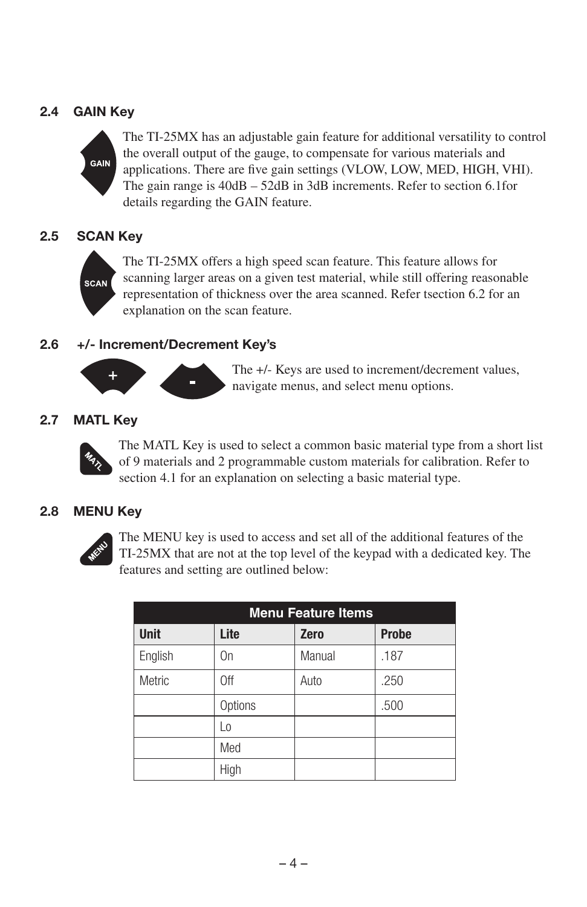### 2.4 GAIN Key

The TI-25MX has an adjustable gain feature for additional versatility to control the overall output of the gauge, to compensate for various materials and applications. There are five gain settings (VLOW, LOW, MED, HIGH, VHI). The gain range is 40dB – 52dB in 3dB increments. Refer to section 6.1for details regarding the GAIN feature.

### 2.5 SCAN Key

The TI-25MX offers a high speed scan feature. This feature allows for scanning larger areas on a given test material, while still offering reasonable representation of thickness over the area scanned. Refer tsection 6.2 for an explanation on the scan feature.

### 2.6 +/- Increment/Decrement Key's

The +/- Keys are used to increment/decrement values, navigate menus, and select menu options.

### 2.7 MATL Key

The MATL Key is used to select a common basic material type from a short list of 9 materials and 2 programmable custom materials for calibration. Refer to section 4.1 for an explanation on selecting a basic material type.

### 2.8 MENU Key

The MENU key is used to access and set all of the additional features of the TI-25MX that are not at the top level of the keypad with a dedicated key. The features and setting are outlined below:

| Menu Feature Items | | | |
|---|---|---|---|
| **Unit** | **Lite** | **Zero** | **Probe** |
| English | On | Manual | .187 |
| Metric | Off | Auto | .250 |
| | Options | | .500 |
| | Lo | | |
| | Med | | |
| | High | | |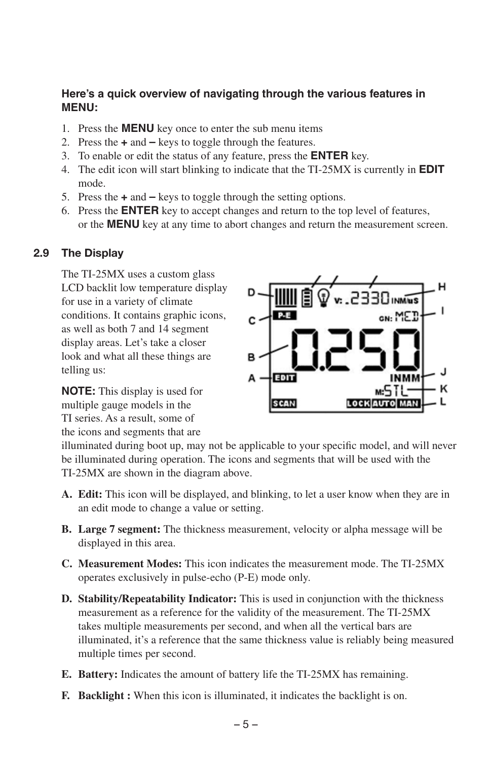**Here's a quick overview of navigating through the various features in MENU:**

1. Press the **MENU** key once to enter the sub menu items
2. Press the **+** and **–** keys to toggle through the features.
3. To enable or edit the status of any feature, press the **ENTER** key.
4. The edit icon will start blinking to indicate that the TI-25MX is currently in **EDIT** mode.
5. Press the **+** and **–** keys to toggle through the setting options.
6. Press the **ENTER** key to accept changes and return to the top level of features, or the **MENU** key at any time to abort changes and return the measurement screen.

## 2.9 The Display

The TI-25MX uses a custom glass LCD backlit low temperature display for use in a variety of climate conditions. It contains graphic icons, as well as both 7 and 14 segment display areas. Let's take a closer look and what all these things are telling us:

**NOTE:** This display is used for multiple gauge models in the TI series. As a result, some of the icons and segments that are illuminated during boot up, may not be applicable to your specific model, and will never be illuminated during operation. The icons and segments that will be used with the TI-25MX are shown in the diagram above.

**A. Edit:** This icon will be displayed, and blinking, to let a user know when they are in an edit mode to change a value or setting.

**B. Large 7 segment:** The thickness measurement, velocity or alpha message will be displayed in this area.

**C. Measurement Modes:** This icon indicates the measurement mode. The TI-25MX operates exclusively in pulse-echo (P-E) mode only.

**D. Stability/Repeatability Indicator:** This is used in conjunction with the thickness measurement as a reference for the validity of the measurement. The TI-25MX takes multiple measurements per second, and when all the vertical bars are illuminated, it's a reference that the same thickness value is reliably being measured multiple times per second.

**E. Battery:** Indicates the amount of battery life the TI-25MX has remaining.

**F. Backlight :** When this icon is illuminated, it indicates the backlight is on.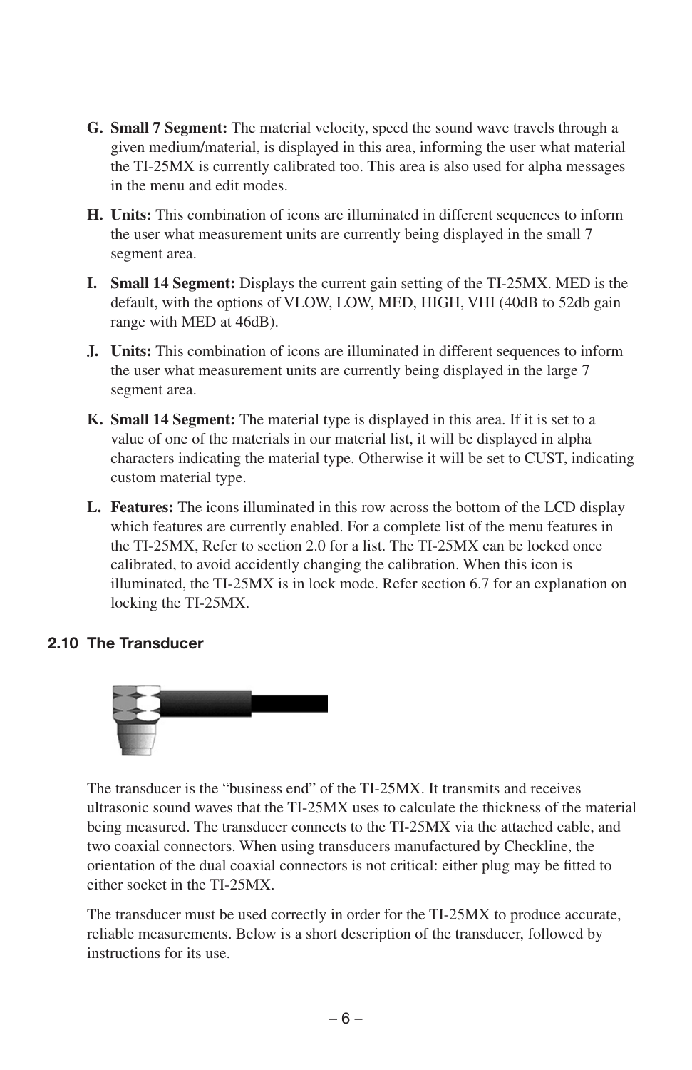G. **Small 7 Segment:** The material velocity, speed the sound wave travels through a given medium/material, is displayed in this area, informing the user what material the TI-25MX is currently calibrated too. This area is also used for alpha messages in the menu and edit modes.

H. **Units:** This combination of icons are illuminated in different sequences to inform the user what measurement units are currently being displayed in the small 7 segment area.

I. **Small 14 Segment:** Displays the current gain setting of the TI-25MX. MED is the default, with the options of VLOW, LOW, MED, HIGH, VHI (40dB to 52db gain range with MED at 46dB).

J. **Units:** This combination of icons are illuminated in different sequences to inform the user what measurement units are currently being displayed in the large 7 segment area.

K. **Small 14 Segment:** The material type is displayed in this area. If it is set to a value of one of the materials in our material list, it will be displayed in alpha characters indicating the material type. Otherwise it will be set to CUST, indicating custom material type.

L. **Features:** The icons illuminated in this row across the bottom of the LCD display which features are currently enabled. For a complete list of the menu features in the TI-25MX, Refer to section 2.0 for a list. The TI-25MX can be locked once calibrated, to avoid accidently changing the calibration. When this icon is illuminated, the TI-25MX is in lock mode. Refer section 6.7 for an explanation on locking the TI-25MX.

### 2.10 The Transducer

The transducer is the "business end" of the TI-25MX. It transmits and receives ultrasonic sound waves that the TI-25MX uses to calculate the thickness of the material being measured. The transducer connects to the TI-25MX via the attached cable, and two coaxial connectors. When using transducers manufactured by Checkline, the orientation of the dual coaxial connectors is not critical: either plug may be fitted to either socket in the TI-25MX.

The transducer must be used correctly in order for the TI-25MX to produce accurate, reliable measurements. Below is a short description of the transducer, followed by instructions for its use.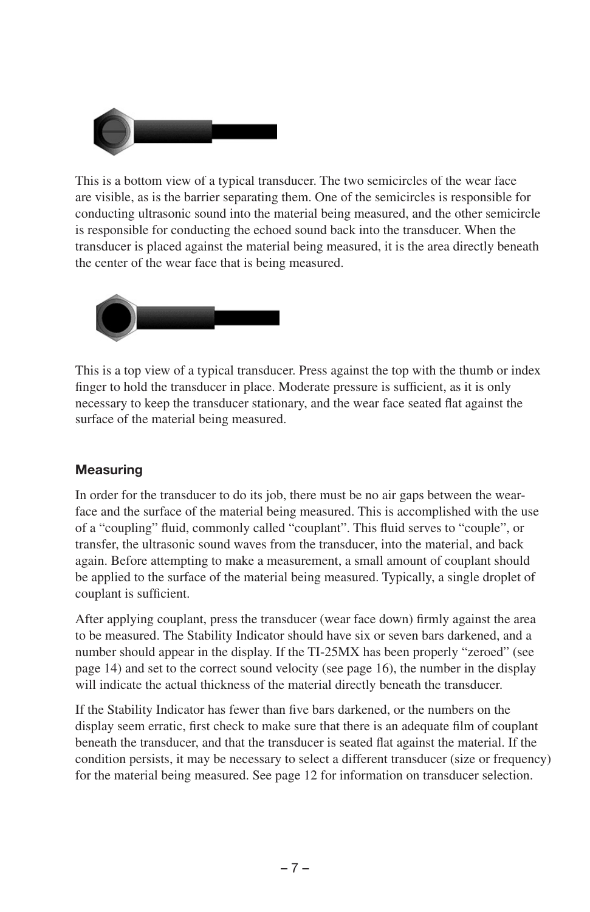This is a bottom view of a typical transducer. The two semicircles of the wear face are visible, as is the barrier separating them. One of the semicircles is responsible for conducting ultrasonic sound into the material being measured, and the other semicircle is responsible for conducting the echoed sound back into the transducer. When the transducer is placed against the material being measured, it is the area directly beneath the center of the wear face that is being measured.

This is a top view of a typical transducer. Press against the top with the thumb or index finger to hold the transducer in place. Moderate pressure is sufficient, as it is only necessary to keep the transducer stationary, and the wear face seated flat against the surface of the material being measured.

### Measuring

In order for the transducer to do its job, there must be no air gaps between the wear-face and the surface of the material being measured. This is accomplished with the use of a "coupling" fluid, commonly called "couplant". This fluid serves to "couple", or transfer, the ultrasonic sound waves from the transducer, into the material, and back again. Before attempting to make a measurement, a small amount of couplant should be applied to the surface of the material being measured. Typically, a single droplet of couplant is sufficient.

After applying couplant, press the transducer (wear face down) firmly against the area to be measured. The Stability Indicator should have six or seven bars darkened, and a number should appear in the display. If the TI-25MX has been properly "zeroed" (see page 14) and set to the correct sound velocity (see page 16), the number in the display will indicate the actual thickness of the material directly beneath the transducer.

If the Stability Indicator has fewer than five bars darkened, or the numbers on the display seem erratic, first check to make sure that there is an adequate film of couplant beneath the transducer, and that the transducer is seated flat against the material. If the condition persists, it may be necessary to select a different transducer (size or frequency) for the material being measured. See page 12 for information on transducer selection.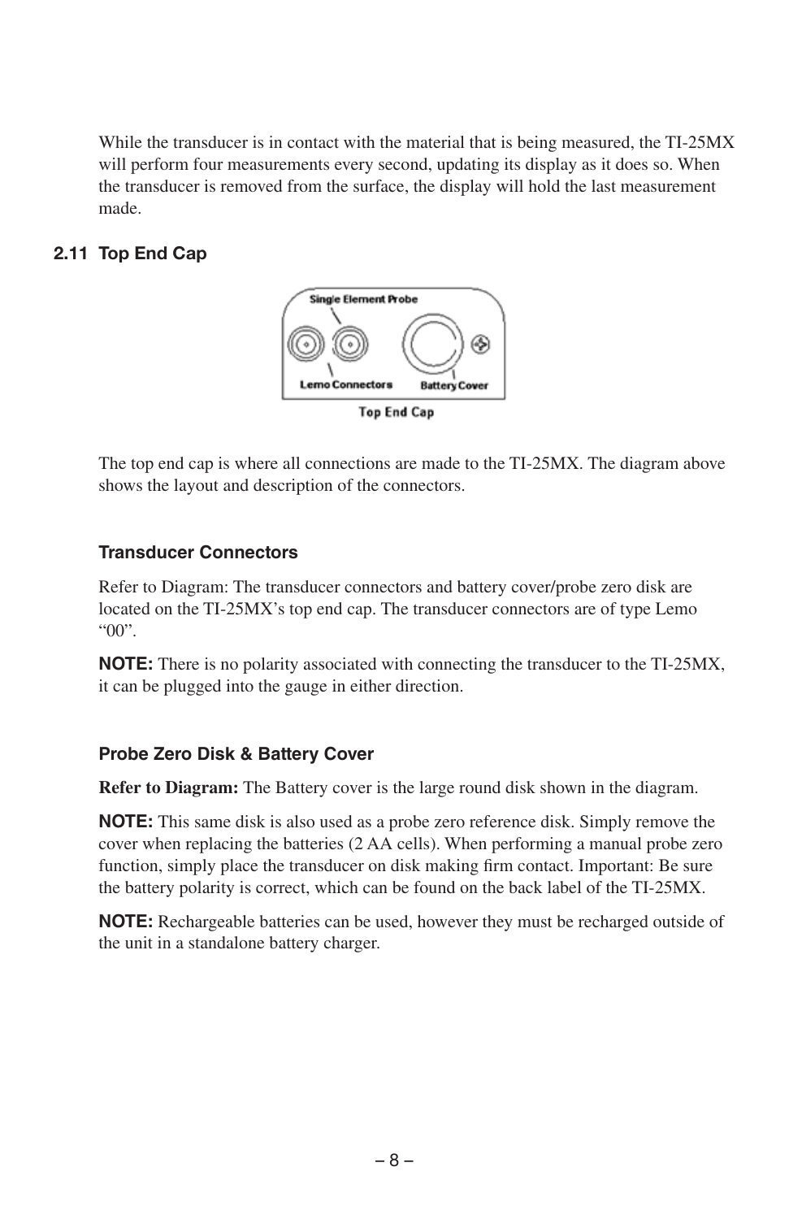While the transducer is in contact with the material that is being measured, the TI-25MX will perform four measurements every second, updating its display as it does so. When the transducer is removed from the surface, the display will hold the last measurement made.

## 2.11 Top End Cap

Single Element Probe

Lemo Connectors

Battery Cover

Top End Cap

The top end cap is where all connections are made to the TI-25MX. The diagram above shows the layout and description of the connectors.

### Transducer Connectors

Refer to Diagram: The transducer connectors and battery cover/probe zero disk are located on the TI-25MX's top end cap. The transducer connectors are of type Lemo "00".

**NOTE:** There is no polarity associated with connecting the transducer to the TI-25MX, it can be plugged into the gauge in either direction.

### Probe Zero Disk & Battery Cover

**Refer to Diagram:** The Battery cover is the large round disk shown in the diagram.

**NOTE:** This same disk is also used as a probe zero reference disk. Simply remove the cover when replacing the batteries (2 AA cells). When performing a manual probe zero function, simply place the transducer on disk making firm contact. Important: Be sure the battery polarity is correct, which can be found on the back label of the TI-25MX.

**NOTE:** Rechargeable batteries can be used, however they must be recharged outside of the unit in a standalone battery charger.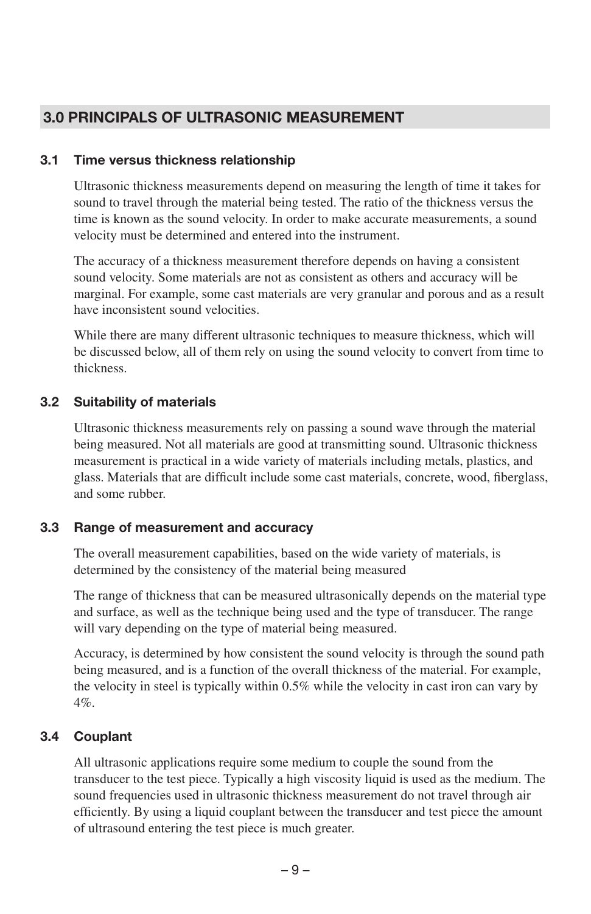## 3.0 PRINCIPALS OF ULTRASONIC MEASUREMENT

### 3.1 Time versus thickness relationship

Ultrasonic thickness measurements depend on measuring the length of time it takes for sound to travel through the material being tested. The ratio of the thickness versus the time is known as the sound velocity. In order to make accurate measurements, a sound velocity must be determined and entered into the instrument.

The accuracy of a thickness measurement therefore depends on having a consistent sound velocity. Some materials are not as consistent as others and accuracy will be marginal. For example, some cast materials are very granular and porous and as a result have inconsistent sound velocities.

While there are many different ultrasonic techniques to measure thickness, which will be discussed below, all of them rely on using the sound velocity to convert from time to thickness.

### 3.2 Suitability of materials

Ultrasonic thickness measurements rely on passing a sound wave through the material being measured. Not all materials are good at transmitting sound. Ultrasonic thickness measurement is practical in a wide variety of materials including metals, plastics, and glass. Materials that are difficult include some cast materials, concrete, wood, fiberglass, and some rubber.

### 3.3 Range of measurement and accuracy

The overall measurement capabilities, based on the wide variety of materials, is determined by the consistency of the material being measured

The range of thickness that can be measured ultrasonically depends on the material type and surface, as well as the technique being used and the type of transducer. The range will vary depending on the type of material being measured.

Accuracy, is determined by how consistent the sound velocity is through the sound path being measured, and is a function of the overall thickness of the material. For example, the velocity in steel is typically within 0.5% while the velocity in cast iron can vary by 4%.

### 3.4 Couplant

All ultrasonic applications require some medium to couple the sound from the transducer to the test piece. Typically a high viscosity liquid is used as the medium. The sound frequencies used in ultrasonic thickness measurement do not travel through air efficiently. By using a liquid couplant between the transducer and test piece the amount of ultrasound entering the test piece is much greater.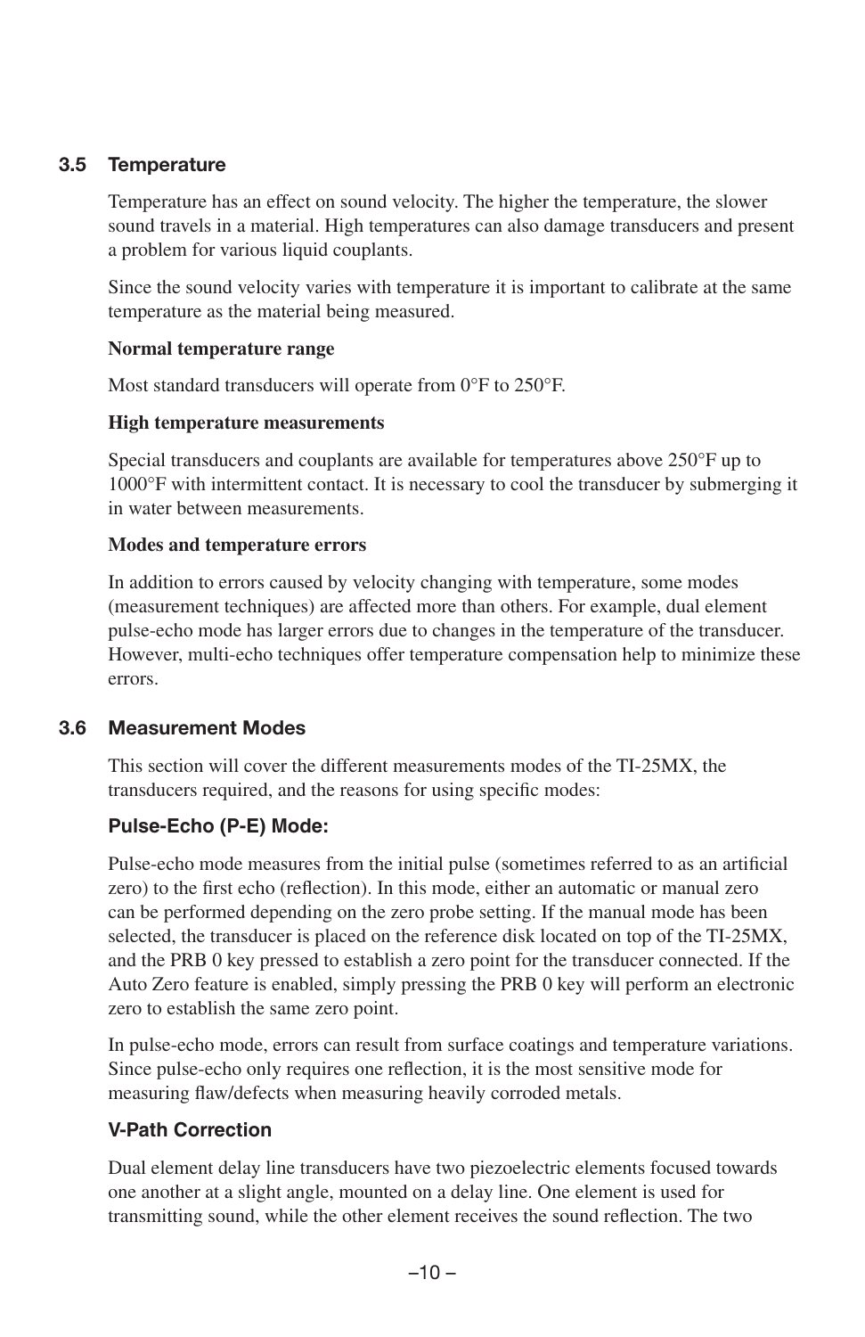## 3.5 Temperature

Temperature has an effect on sound velocity. The higher the temperature, the slower sound travels in a material. High temperatures can also damage transducers and present a problem for various liquid couplants.

Since the sound velocity varies with temperature it is important to calibrate at the same temperature as the material being measured.

**Normal temperature range**

Most standard transducers will operate from 0°F to 250°F.

**High temperature measurements**

Special transducers and couplants are available for temperatures above 250°F up to 1000°F with intermittent contact. It is necessary to cool the transducer by submerging it in water between measurements.

**Modes and temperature errors**

In addition to errors caused by velocity changing with temperature, some modes (measurement techniques) are affected more than others. For example, dual element pulse-echo mode has larger errors due to changes in the temperature of the transducer. However, multi-echo techniques offer temperature compensation help to minimize these errors.

## 3.6 Measurement Modes

This section will cover the different measurements modes of the TI-25MX, the transducers required, and the reasons for using specific modes:

### Pulse-Echo (P-E) Mode:

Pulse-echo mode measures from the initial pulse (sometimes referred to as an artificial zero) to the first echo (reflection). In this mode, either an automatic or manual zero can be performed depending on the zero probe setting. If the manual mode has been selected, the transducer is placed on the reference disk located on top of the TI-25MX, and the PRB 0 key pressed to establish a zero point for the transducer connected. If the Auto Zero feature is enabled, simply pressing the PRB 0 key will perform an electronic zero to establish the same zero point.

In pulse-echo mode, errors can result from surface coatings and temperature variations. Since pulse-echo only requires one reflection, it is the most sensitive mode for measuring flaw/defects when measuring heavily corroded metals.

### V-Path Correction

Dual element delay line transducers have two piezoelectric elements focused towards one another at a slight angle, mounted on a delay line. One element is used for transmitting sound, while the other element receives the sound reflection. The two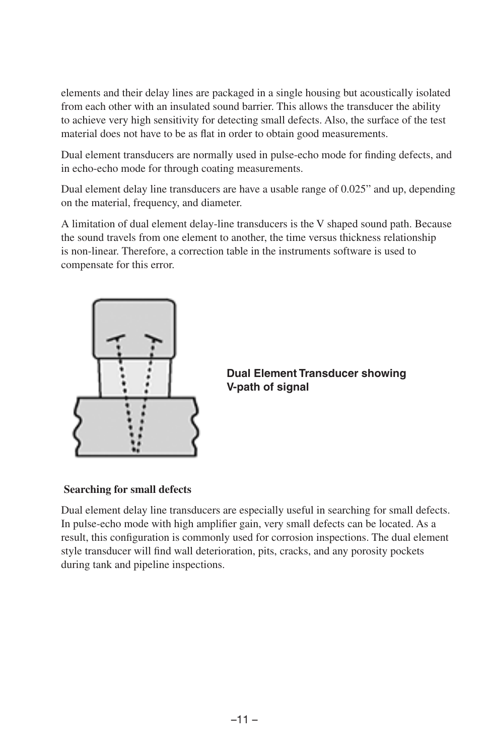elements and their delay lines are packaged in a single housing but acoustically isolated from each other with an insulated sound barrier. This allows the transducer the ability to achieve very high sensitivity for detecting small defects. Also, the surface of the test material does not have to be as flat in order to obtain good measurements.

Dual element transducers are normally used in pulse-echo mode for finding defects, and in echo-echo mode for through coating measurements.

Dual element delay line transducers are have a usable range of 0.025” and up, depending on the material, frequency, and diameter.

A limitation of dual element delay-line transducers is the V shaped sound path. Because the sound travels from one element to another, the time versus thickness relationship is non-linear. Therefore, a correction table in the instruments software is used to compensate for this error.

**Dual Element Transducer showing V-path of signal**

**Searching for small defects**

Dual element delay line transducers are especially useful in searching for small defects. In pulse-echo mode with high amplifier gain, very small defects can be located. As a result, this configuration is commonly used for corrosion inspections. The dual element style transducer will find wall deterioration, pits, cracks, and any porosity pockets during tank and pipeline inspections.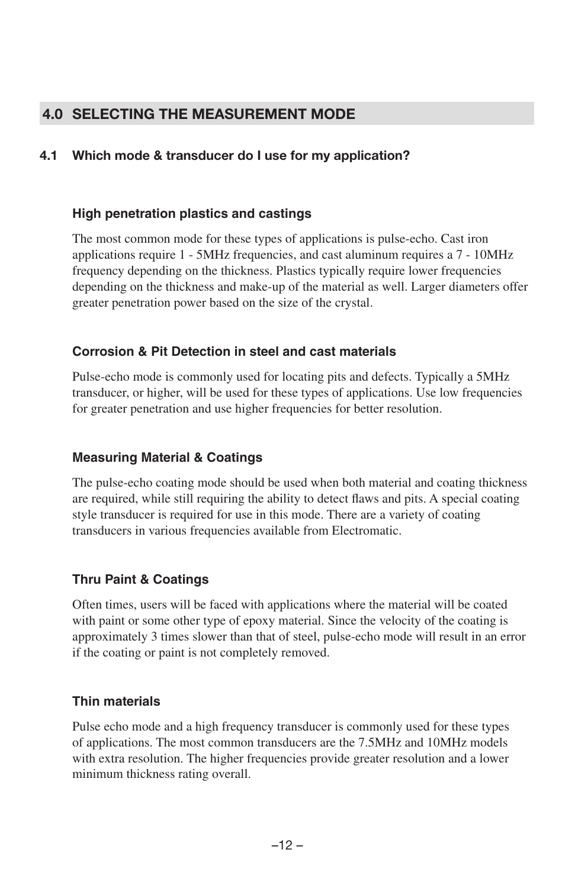## 4.0 SELECTING THE MEASUREMENT MODE

### 4.1 Which mode & transducer do I use for my application?

#### High penetration plastics and castings

The most common mode for these types of applications is pulse-echo. Cast iron applications require 1 - 5MHz frequencies, and cast aluminum requires a 7 - 10MHz frequency depending on the thickness. Plastics typically require lower frequencies depending on the thickness and make-up of the material as well. Larger diameters offer greater penetration power based on the size of the crystal.

#### Corrosion & Pit Detection in steel and cast materials

Pulse-echo mode is commonly used for locating pits and defects. Typically a 5MHz transducer, or higher, will be used for these types of applications. Use low frequencies for greater penetration and use higher frequencies for better resolution.

#### Measuring Material & Coatings

The pulse-echo coating mode should be used when both material and coating thickness are required, while still requiring the ability to detect flaws and pits. A special coating style transducer is required for use in this mode. There are a variety of coating transducers in various frequencies available from Electromatic.

#### Thru Paint & Coatings

Often times, users will be faced with applications where the material will be coated with paint or some other type of epoxy material. Since the velocity of the coating is approximately 3 times slower than that of steel, pulse-echo mode will result in an error if the coating or paint is not completely removed.

#### Thin materials

Pulse echo mode and a high frequency transducer is commonly used for these types of applications. The most common transducers are the 7.5MHz and 10MHz models with extra resolution. The higher frequencies provide greater resolution and a lower minimum thickness rating overall.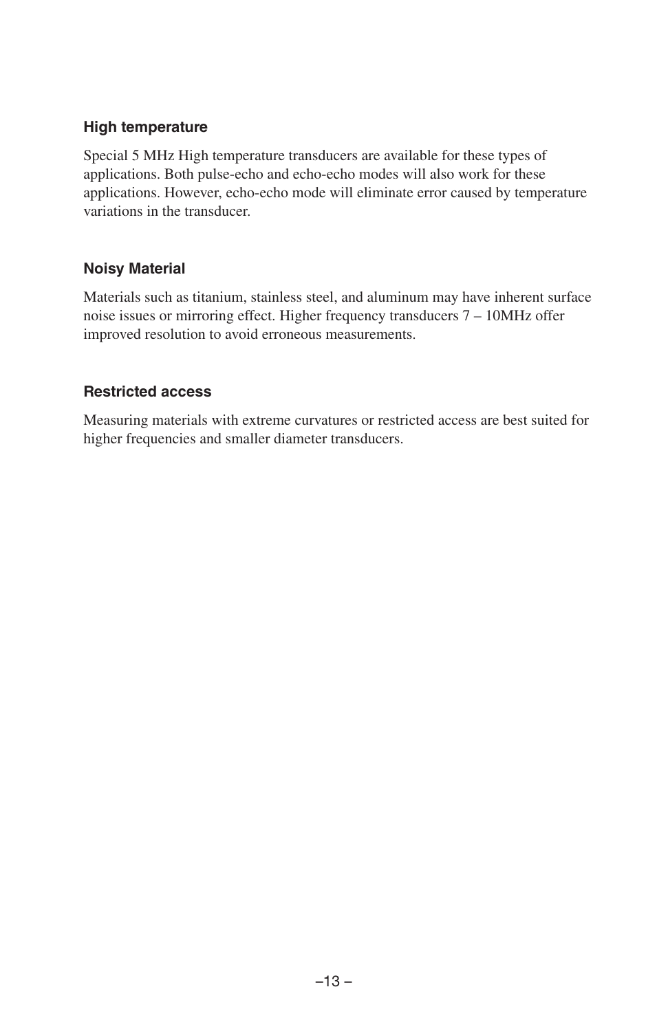### High temperature

Special 5 MHz High temperature transducers are available for these types of applications. Both pulse-echo and echo-echo modes will also work for these applications. However, echo-echo mode will eliminate error caused by temperature variations in the transducer.

### Noisy Material

Materials such as titanium, stainless steel, and aluminum may have inherent surface noise issues or mirroring effect. Higher frequency transducers 7 – 10MHz offer improved resolution to avoid erroneous measurements.

### Restricted access

Measuring materials with extreme curvatures or restricted access are best suited for higher frequencies and smaller diameter transducers.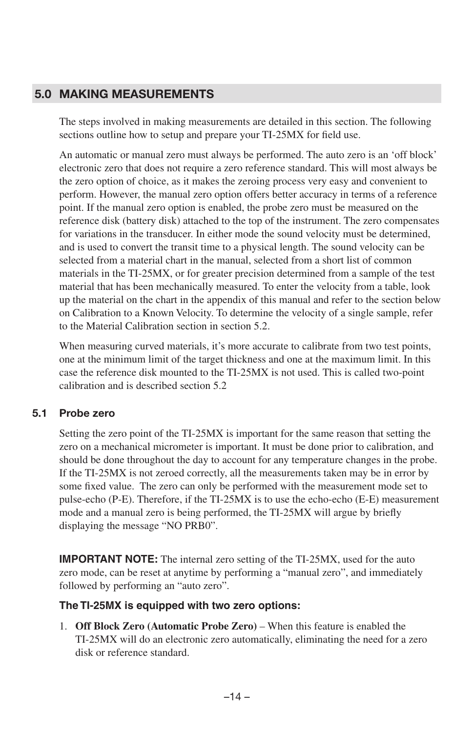## 5.0 MAKING MEASUREMENTS

The steps involved in making measurements are detailed in this section. The following sections outline how to setup and prepare your TI-25MX for field use.

An automatic or manual zero must always be performed. The auto zero is an 'off block' electronic zero that does not require a zero reference standard. This will most always be the zero option of choice, as it makes the zeroing process very easy and convenient to perform. However, the manual zero option offers better accuracy in terms of a reference point. If the manual zero option is enabled, the probe zero must be measured on the reference disk (battery disk) attached to the top of the instrument. The zero compensates for variations in the transducer. In either mode the sound velocity must be determined, and is used to convert the transit time to a physical length. The sound velocity can be selected from a material chart in the manual, selected from a short list of common materials in the TI-25MX, or for greater precision determined from a sample of the test material that has been mechanically measured. To enter the velocity from a table, look up the material on the chart in the appendix of this manual and refer to the section below on Calibration to a Known Velocity. To determine the velocity of a single sample, refer to the Material Calibration section in section 5.2.

When measuring curved materials, it's more accurate to calibrate from two test points, one at the minimum limit of the target thickness and one at the maximum limit. In this case the reference disk mounted to the TI-25MX is not used. This is called two-point calibration and is described section 5.2

### 5.1 Probe zero

Setting the zero point of the TI-25MX is important for the same reason that setting the zero on a mechanical micrometer is important. It must be done prior to calibration, and should be done throughout the day to account for any temperature changes in the probe. If the TI-25MX is not zeroed correctly, all the measurements taken may be in error by some fixed value. The zero can only be performed with the measurement mode set to pulse-echo (P-E). Therefore, if the TI-25MX is to use the echo-echo (E-E) measurement mode and a manual zero is being performed, the TI-25MX will argue by briefly displaying the message "NO PRB0".

**IMPORTANT NOTE:** The internal zero setting of the TI-25MX, used for the auto zero mode, can be reset at anytime by performing a "manual zero", and immediately followed by performing an "auto zero".

**The TI-25MX is equipped with two zero options:**

1. **Off Block Zero (Automatic Probe Zero)** – When this feature is enabled the TI-25MX will do an electronic zero automatically, eliminating the need for a zero disk or reference standard.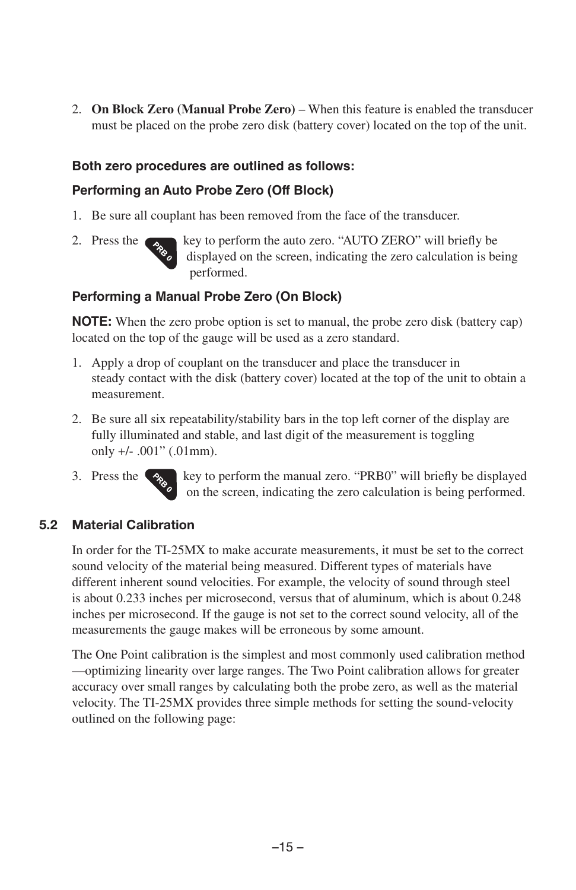2. **On Block Zero (Manual Probe Zero)** – When this feature is enabled the transducer must be placed on the probe zero disk (battery cover) located on the top of the unit.

**Both zero procedures are outlined as follows:**

**Performing an Auto Probe Zero (Off Block)**

1. Be sure all couplant has been removed from the face of the transducer.
2. Press the PRB 0 key to perform the auto zero. “AUTO ZERO” will briefly be displayed on the screen, indicating the zero calculation is being performed.

**Performing a Manual Probe Zero (On Block)**

**NOTE:** When the zero probe option is set to manual, the probe zero disk (battery cap) located on the top of the gauge will be used as a zero standard.

1. Apply a drop of couplant on the transducer and place the transducer in steady contact with the disk (battery cover) located at the top of the unit to obtain a measurement.
2. Be sure all six repeatability/stability bars in the top left corner of the display are fully illuminated and stable, and last digit of the measurement is toggling only +/- .001” (.01mm).
3. Press the PRB 0 key to perform the manual zero. “PRB0” will briefly be displayed on the screen, indicating the zero calculation is being performed.

## 5.2 Material Calibration

In order for the TI-25MX to make accurate measurements, it must be set to the correct sound velocity of the material being measured. Different types of materials have different inherent sound velocities. For example, the velocity of sound through steel is about 0.233 inches per microsecond, versus that of aluminum, which is about 0.248 inches per microsecond. If the gauge is not set to the correct sound velocity, all of the measurements the gauge makes will be erroneous by some amount.

The One Point calibration is the simplest and most commonly used calibration method —optimizing linearity over large ranges. The Two Point calibration allows for greater accuracy over small ranges by calculating both the probe zero, as well as the material velocity. The TI-25MX provides three simple methods for setting the sound-velocity outlined on the following page: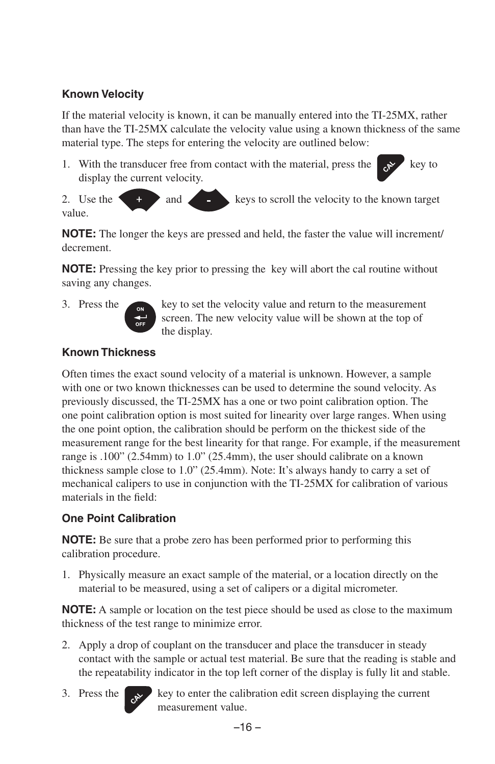### Known Velocity

If the material velocity is known, it can be manually entered into the TI-25MX, rather than have the TI-25MX calculate the velocity value using a known thickness of the same material type. The steps for entering the velocity are outlined below:

1. With the transducer free from contact with the material, press the CAL key to display the current velocity.
2. Use the + and - keys to scroll the velocity to the known target value.

**NOTE:** The longer the keys are pressed and held, the faster the value will increment/decrement.

**NOTE:** Pressing the key prior to pressing the  key will abort the cal routine without saving any changes.

3. Press the ON/OFF key to set the velocity value and return to the measurement screen. The new velocity value will be shown at the top of the display.

### Known Thickness

Often times the exact sound velocity of a material is unknown. However, a sample with one or two known thicknesses can be used to determine the sound velocity. As previously discussed, the TI-25MX has a one or two point calibration option. The one point calibration option is most suited for linearity over large ranges. When using the one point option, the calibration should be perform on the thickest side of the measurement range for the best linearity for that range. For example, if the measurement range is .100" (2.54mm) to 1.0" (25.4mm), the user should calibrate on a known thickness sample close to 1.0" (25.4mm). Note: It's always handy to carry a set of mechanical calipers to use in conjunction with the TI-25MX for calibration of various materials in the field:

### One Point Calibration

**NOTE:** Be sure that a probe zero has been performed prior to performing this calibration procedure.

1. Physically measure an exact sample of the material, or a location directly on the material to be measured, using a set of calipers or a digital micrometer.

**NOTE:** A sample or location on the test piece should be used as close to the maximum thickness of the test range to minimize error.

2. Apply a drop of couplant on the transducer and place the transducer in steady contact with the sample or actual test material. Be sure that the reading is stable and the repeatability indicator in the top left corner of the display is fully lit and stable.
3. Press the CAL key to enter the calibration edit screen displaying the current measurement value.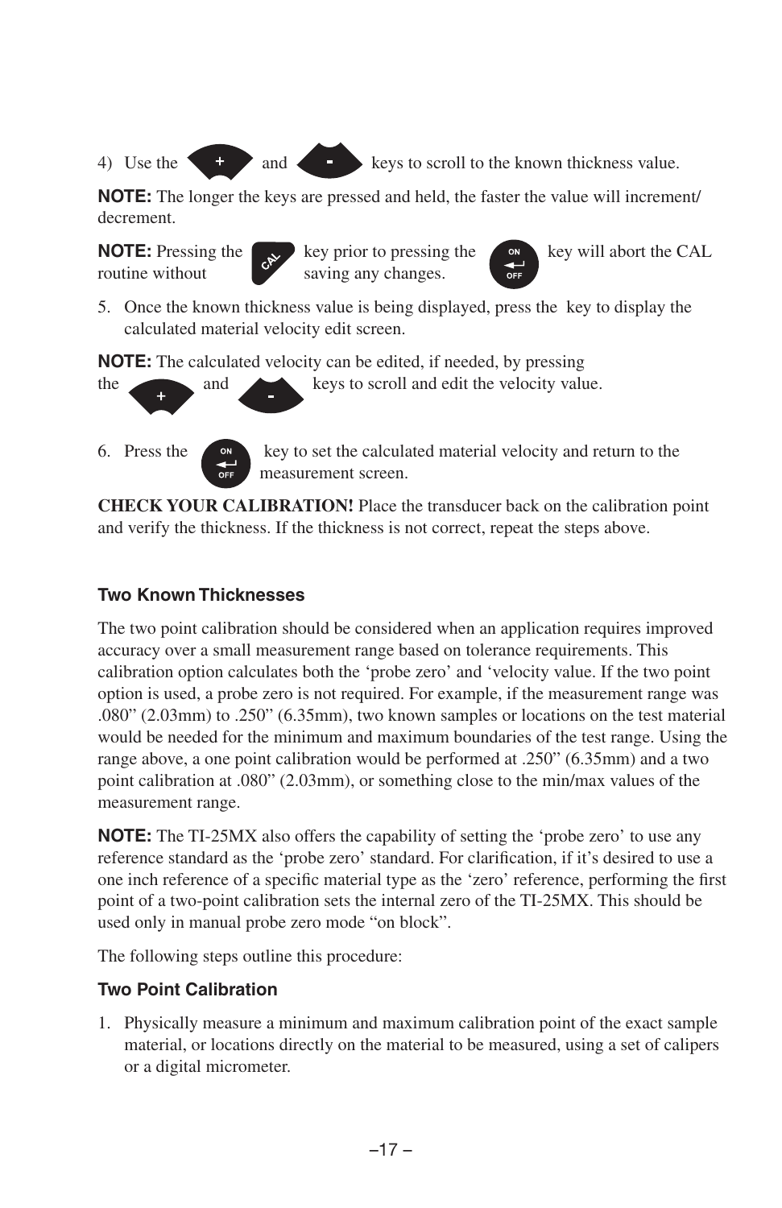4) Use the + and - keys to scroll to the known thickness value.

**NOTE:** The longer the keys are pressed and held, the faster the value will increment/decrement.

**NOTE:** Pressing the CAL key prior to pressing the ON/OFF key will abort the CAL routine without saving any changes.

5. Once the known thickness value is being displayed, press the key to display the calculated material velocity edit screen.

**NOTE:** The calculated velocity can be edited, if needed, by pressing the + and - keys to scroll and edit the velocity value.

6. Press the ON/OFF key to set the calculated material velocity and return to the measurement screen.

**CHECK YOUR CALIBRATION!** Place the transducer back on the calibration point and verify the thickness. If the thickness is not correct, repeat the steps above.

### Two Known Thicknesses

The two point calibration should be considered when an application requires improved accuracy over a small measurement range based on tolerance requirements. This calibration option calculates both the 'probe zero' and 'velocity value. If the two point option is used, a probe zero is not required. For example, if the measurement range was .080" (2.03mm) to .250" (6.35mm), two known samples or locations on the test material would be needed for the minimum and maximum boundaries of the test range. Using the range above, a one point calibration would be performed at .250" (6.35mm) and a two point calibration at .080" (2.03mm), or something close to the min/max values of the measurement range.

**NOTE:** The TI-25MX also offers the capability of setting the 'probe zero' to use any reference standard as the 'probe zero' standard. For clarification, if it's desired to use a one inch reference of a specific material type as the 'zero' reference, performing the first point of a two-point calibration sets the internal zero of the TI-25MX. This should be used only in manual probe zero mode "on block".

The following steps outline this procedure:

### Two Point Calibration

1. Physically measure a minimum and maximum calibration point of the exact sample material, or locations directly on the material to be measured, using a set of calipers or a digital micrometer.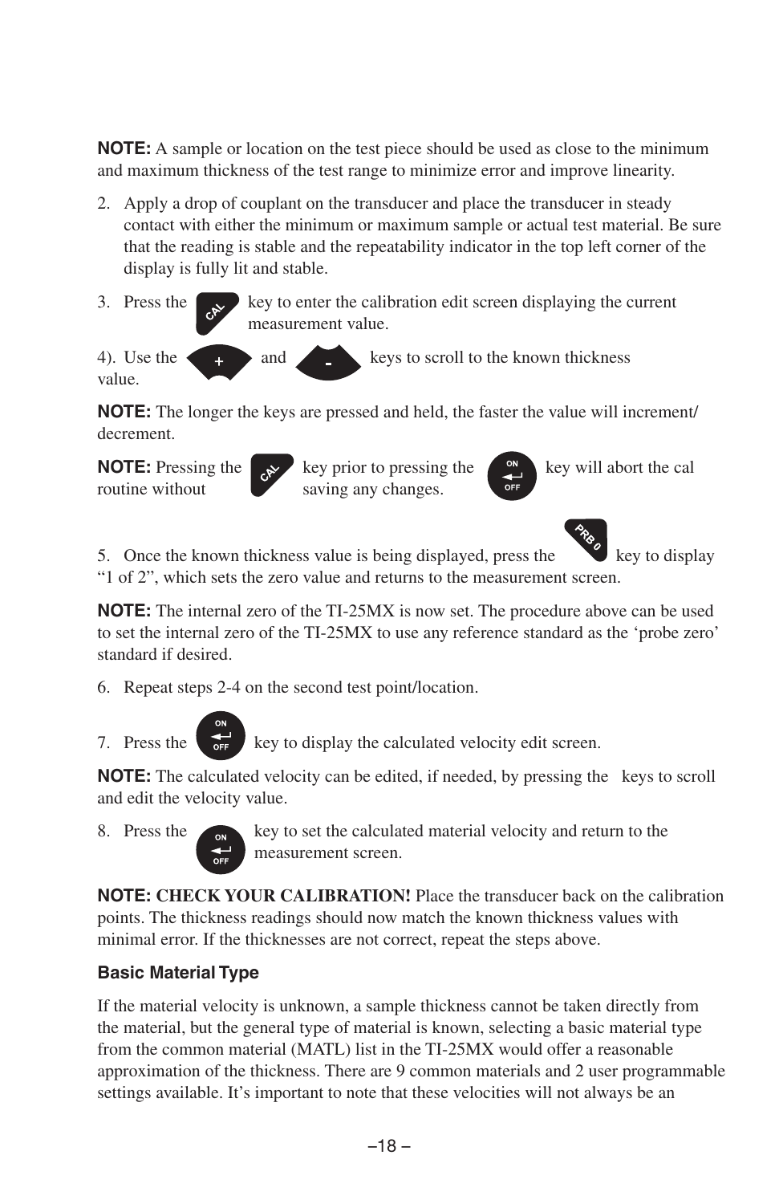**NOTE:** A sample or location on the test piece should be used as close to the minimum and maximum thickness of the test range to minimize error and improve linearity.

2. Apply a drop of couplant on the transducer and place the transducer in steady contact with either the minimum or maximum sample or actual test material. Be sure that the reading is stable and the repeatability indicator in the top left corner of the display is fully lit and stable.

3. Press the CAL key to enter the calibration edit screen displaying the current measurement value.

4). Use the + and - keys to scroll to the known thickness value.

**NOTE:** The longer the keys are pressed and held, the faster the value will increment/decrement.

**NOTE:** Pressing the CAL key prior to pressing the ON/OFF key will abort the cal routine without saving any changes.

5. Once the known thickness value is being displayed, press the PRB 0 key to display "1 of 2", which sets the zero value and returns to the measurement screen.

**NOTE:** The internal zero of the TI-25MX is now set. The procedure above can be used to set the internal zero of the TI-25MX to use any reference standard as the 'probe zero' standard if desired.

6. Repeat steps 2-4 on the second test point/location.

7. Press the ON/OFF key to display the calculated velocity edit screen.

**NOTE:** The calculated velocity can be edited, if needed, by pressing the keys to scroll and edit the velocity value.

8. Press the ON/OFF key to set the calculated material velocity and return to the measurement screen.

**NOTE: CHECK YOUR CALIBRATION!** Place the transducer back on the calibration points. The thickness readings should now match the known thickness values with minimal error. If the thicknesses are not correct, repeat the steps above.

### Basic Material Type

If the material velocity is unknown, a sample thickness cannot be taken directly from the material, but the general type of material is known, selecting a basic material type from the common material (MATL) list in the TI-25MX would offer a reasonable approximation of the thickness. There are 9 common materials and 2 user programmable settings available. It's important to note that these velocities will not always be an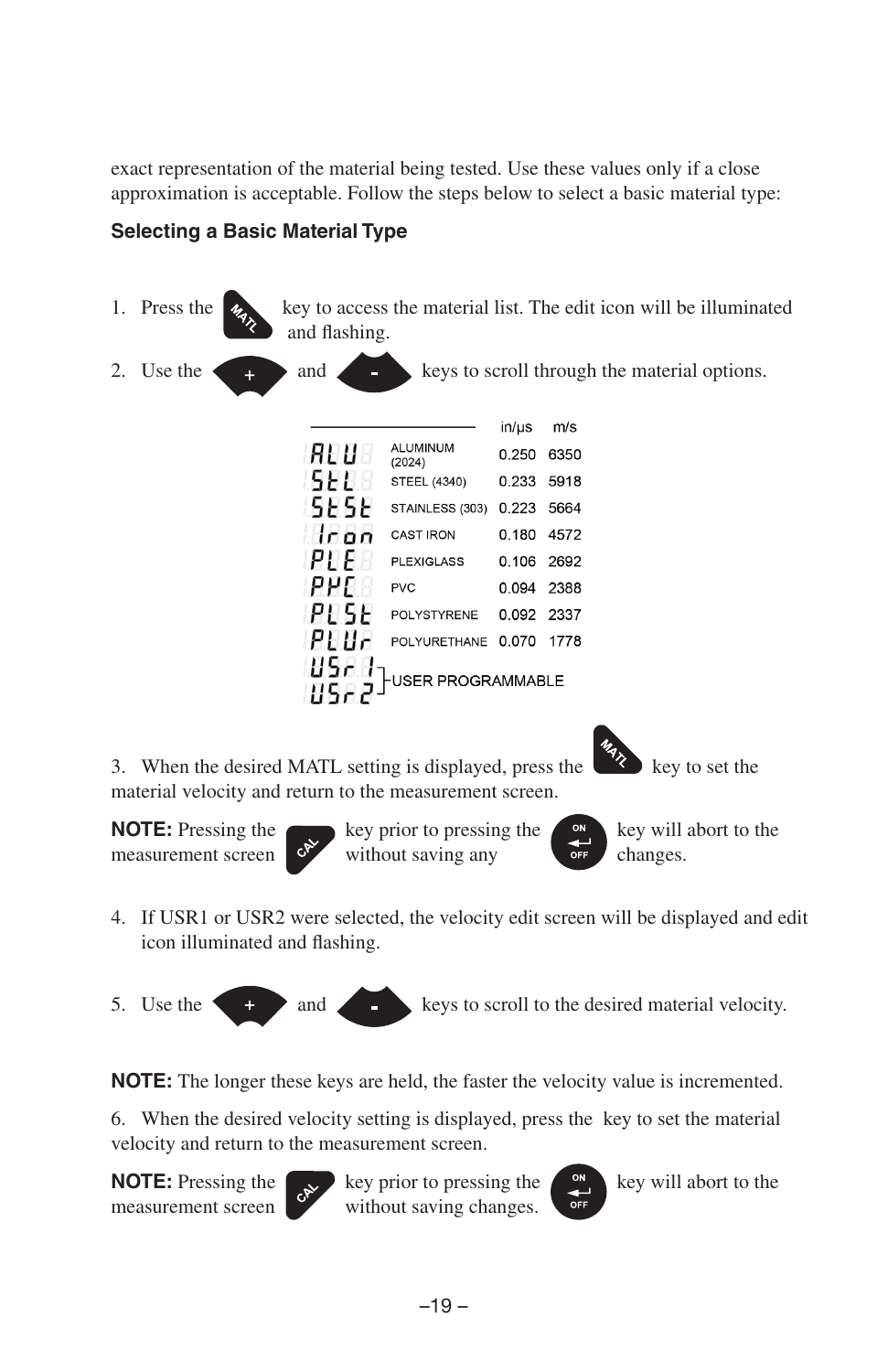exact representation of the material being tested. Use these values only if a close approximation is acceptable. Follow the steps below to select a basic material type:

### Selecting a Basic Material Type

1. Press the MATL key to access the material list. The edit icon will be illuminated and flashing.
2. Use the + and - keys to scroll through the material options.

| Display | Material | in/µs | m/s |
|---|---|---|---|
| ALU | ALUMINUM (2024) | 0.250 | 6350 |
| StL | STEEL (4340) | 0.233 | 5918 |
| StSt | STAINLESS (303) | 0.223 | 5664 |
| Iron | CAST IRON | 0.180 | 4572 |
| PLE | PLEXIGLASS | 0.106 | 2692 |
| PVC | PVC | 0.094 | 2388 |
| PLSt | POLYSTYRENE | 0.092 | 2337 |
| PLUr | POLYURETHANE | 0.070 | 1778 |
| USr1 | USER PROGRAMMABLE | | |
| USr2 | USER PROGRAMMABLE | | |

3. When the desired MATL setting is displayed, press the MATL key to set the material velocity and return to the measurement screen.

**NOTE:** Pressing the CAL key prior to pressing the ON/OFF key will abort to the measurement screen without saving any changes.

4. If USR1 or USR2 were selected, the velocity edit screen will be displayed and edit icon illuminated and flashing.

5. Use the + and - keys to scroll to the desired material velocity.

**NOTE:** The longer these keys are held, the faster the velocity value is incremented.

6. When the desired velocity setting is displayed, press the key to set the material velocity and return to the measurement screen.

**NOTE:** Pressing the CAL key prior to pressing the ON/OFF key will abort to the measurement screen without saving changes.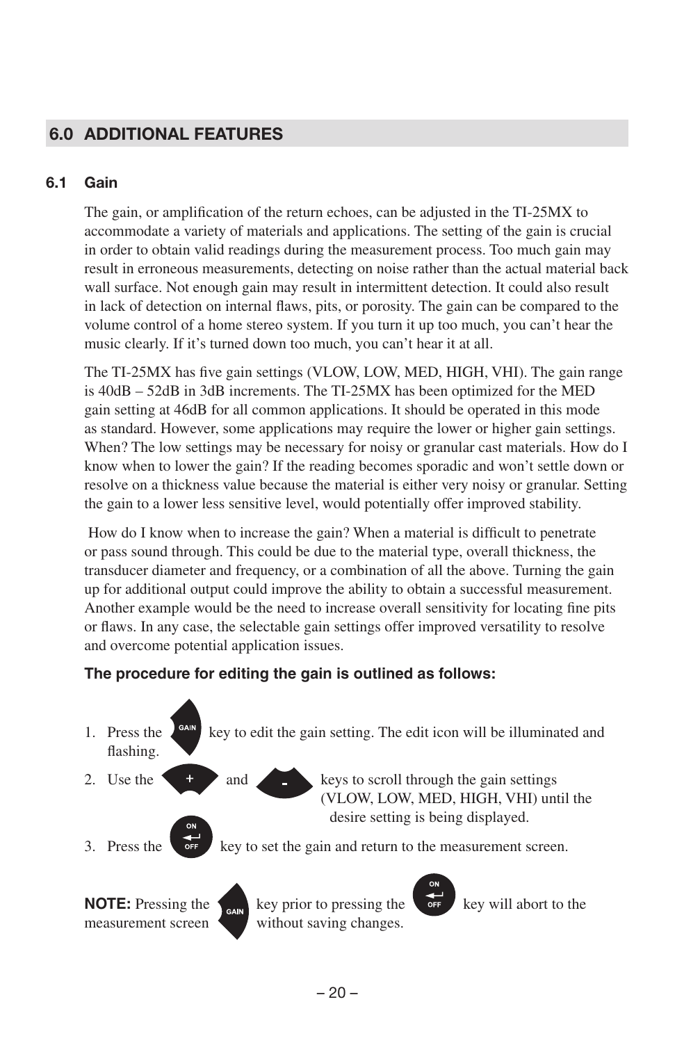## 6.0 ADDITIONAL FEATURES

### 6.1 Gain

The gain, or amplification of the return echoes, can be adjusted in the TI-25MX to accommodate a variety of materials and applications. The setting of the gain is crucial in order to obtain valid readings during the measurement process. Too much gain may result in erroneous measurements, detecting on noise rather than the actual material back wall surface. Not enough gain may result in intermittent detection. It could also result in lack of detection on internal flaws, pits, or porosity. The gain can be compared to the volume control of a home stereo system. If you turn it up too much, you can't hear the music clearly. If it's turned down too much, you can't hear it at all.

The TI-25MX has five gain settings (VLOW, LOW, MED, HIGH, VHI). The gain range is 40dB – 52dB in 3dB increments. The TI-25MX has been optimized for the MED gain setting at 46dB for all common applications. It should be operated in this mode as standard. However, some applications may require the lower or higher gain settings. When? The low settings may be necessary for noisy or granular cast materials. How do I know when to lower the gain? If the reading becomes sporadic and won't settle down or resolve on a thickness value because the material is either very noisy or granular. Setting the gain to a lower less sensitive level, would potentially offer improved stability.

How do I know when to increase the gain? When a material is difficult to penetrate or pass sound through. This could be due to the material type, overall thickness, the transducer diameter and frequency, or a combination of all the above. Turning the gain up for additional output could improve the ability to obtain a successful measurement. Another example would be the need to increase overall sensitivity for locating fine pits or flaws. In any case, the selectable gain settings offer improved versatility to resolve and overcome potential application issues.

**The procedure for editing the gain is outlined as follows:**

1. Press the GAIN key to edit the gain setting. The edit icon will be illuminated and flashing.
2. Use the + and - keys to scroll through the gain settings (VLOW, LOW, MED, HIGH, VHI) until the desire setting is being displayed.
3. Press the ON/OFF key to set the gain and return to the measurement screen.

**NOTE:** Pressing the GAIN key prior to pressing the ON/OFF key will abort to the measurement screen without saving changes.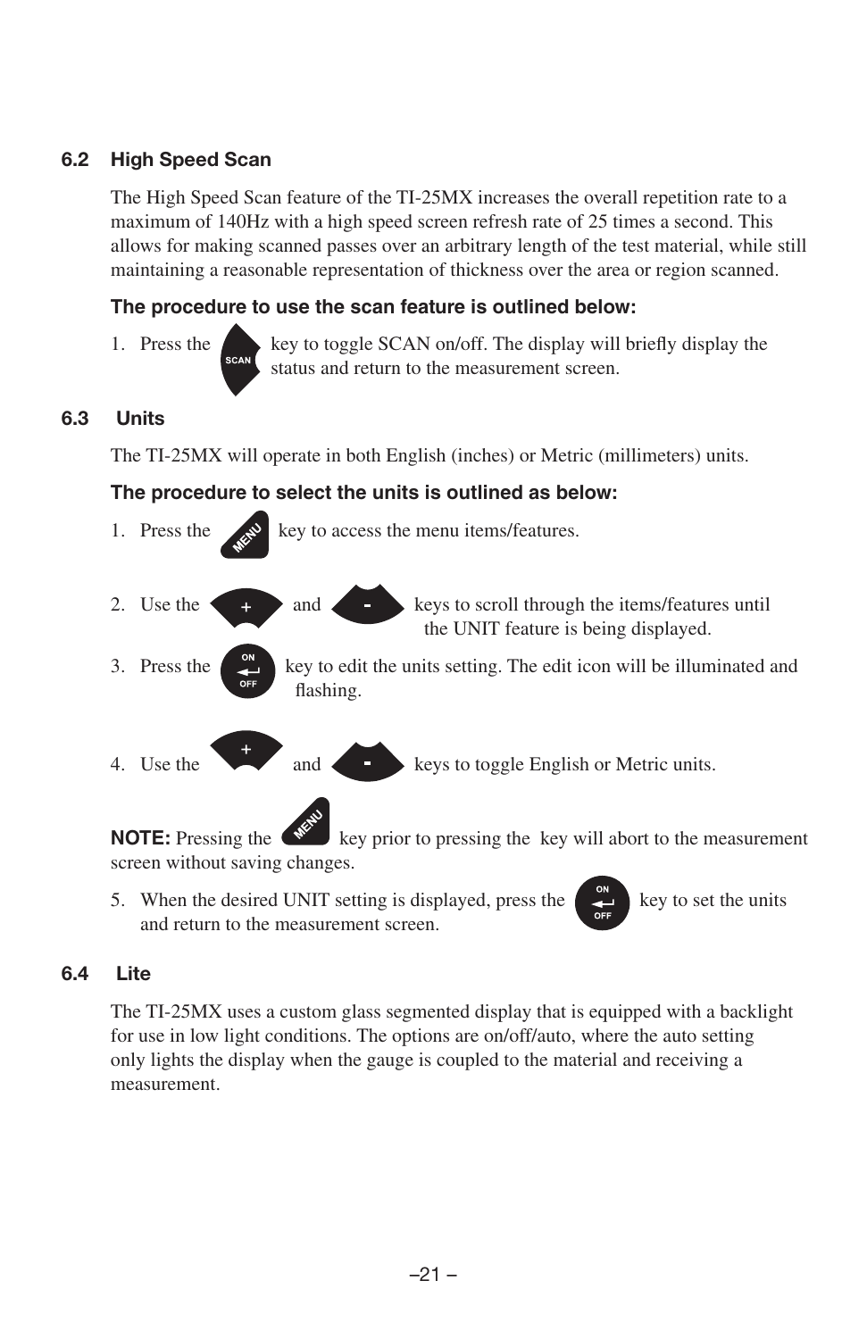## 6.2 High Speed Scan

The High Speed Scan feature of the TI-25MX increases the overall repetition rate to a maximum of 140Hz with a high speed screen refresh rate of 25 times a second. This allows for making scanned passes over an arbitrary length of the test material, while still maintaining a reasonable representation of thickness over the area or region scanned.

**The procedure to use the scan feature is outlined below:**

1. Press the SCAN key to toggle SCAN on/off. The display will briefly display the status and return to the measurement screen.

## 6.3 Units

The TI-25MX will operate in both English (inches) or Metric (millimeters) units.

**The procedure to select the units is outlined as below:**

1. Press the MENU key to access the menu items/features.
2. Use the + and - keys to scroll through the items/features until the UNIT feature is being displayed.
3. Press the ON/OFF key to edit the units setting. The edit icon will be illuminated and flashing.
4. Use the + and - keys to toggle English or Metric units.

**NOTE:** Pressing the MENU key prior to pressing the  key will abort to the measurement screen without saving changes.

5. When the desired UNIT setting is displayed, press the ON/OFF key to set the units and return to the measurement screen.

## 6.4 Lite

The TI-25MX uses a custom glass segmented display that is equipped with a backlight for use in low light conditions. The options are on/off/auto, where the auto setting only lights the display when the gauge is coupled to the material and receiving a measurement.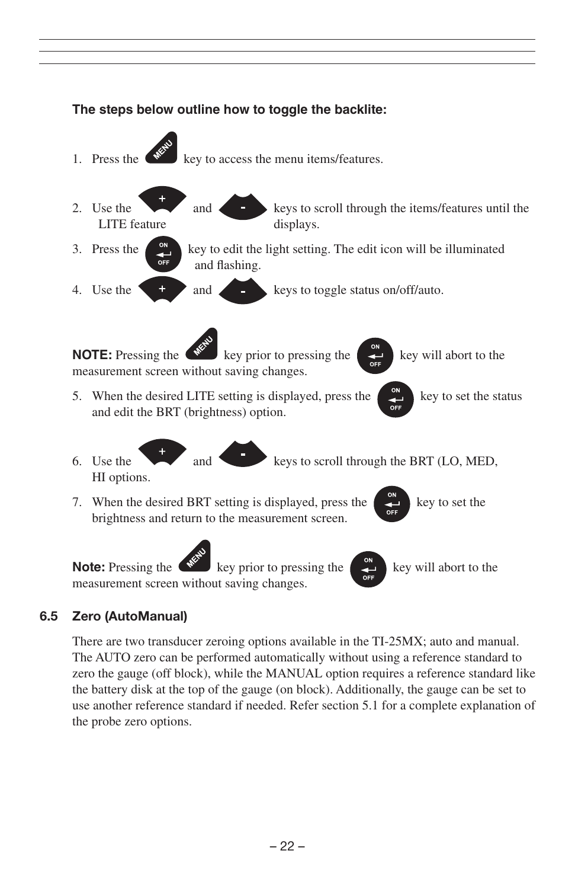**The steps below outline how to toggle the backlite:**

1. Press the MENU key to access the menu items/features.

2. Use the + and - keys to scroll through the items/features until the LITE feature displays.

3. Press the ON/OFF key to edit the light setting. The edit icon will be illuminated and flashing.

4. Use the + and - keys to toggle status on/off/auto.

**NOTE:** Pressing the MENU key prior to pressing the ON/OFF key will abort to the measurement screen without saving changes.

5. When the desired LITE setting is displayed, press the ON/OFF key to set the status and edit the BRT (brightness) option.

6. Use the + and - keys to scroll through the BRT (LO, MED, HI options.

7. When the desired BRT setting is displayed, press the ON/OFF key to set the brightness and return to the measurement screen.

**Note:** Pressing the MENU key prior to pressing the ON/OFF key will abort to the measurement screen without saving changes.

## 6.5 Zero (AutoManual)

There are two transducer zeroing options available in the TI-25MX; auto and manual. The AUTO zero can be performed automatically without using a reference standard to zero the gauge (off block), while the MANUAL option requires a reference standard like the battery disk at the top of the gauge (on block). Additionally, the gauge can be set to use another reference standard if needed. Refer section 5.1 for a complete explanation of the probe zero options.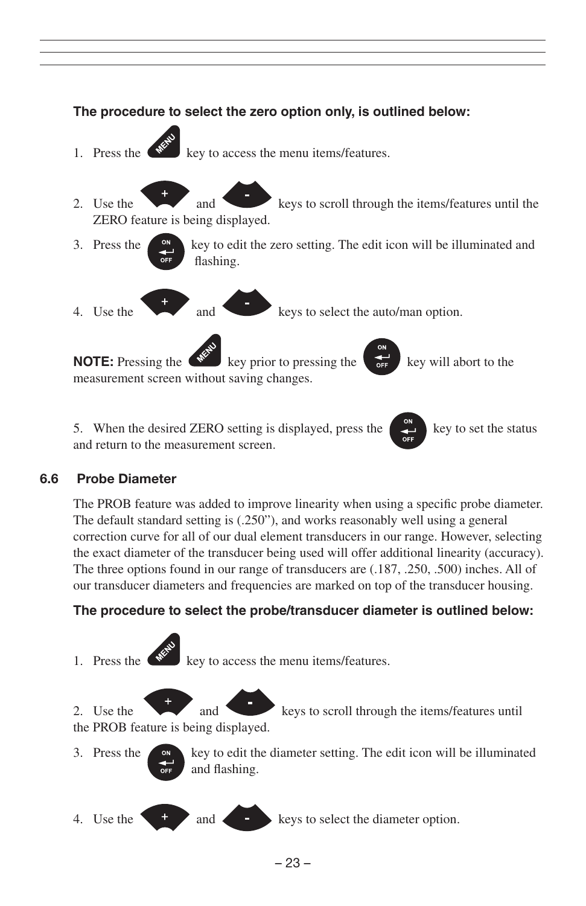**The procedure to select the zero option only, is outlined below:**

1. Press the MENU key to access the menu items/features.
2. Use the + and - keys to scroll through the items/features until the ZERO feature is being displayed.
3. Press the ON/OFF key to edit the zero setting. The edit icon will be illuminated and flashing.
4. Use the + and - keys to select the auto/man option.

**NOTE:** Pressing the MENU key prior to pressing the ON/OFF key will abort to the measurement screen without saving changes.

5. When the desired ZERO setting is displayed, press the ON/OFF key to set the status and return to the measurement screen.

## 6.6 Probe Diameter

The PROB feature was added to improve linearity when using a specific probe diameter. The default standard setting is (.250"), and works reasonably well using a general correction curve for all of our dual element transducers in our range. However, selecting the exact diameter of the transducer being used will offer additional linearity (accuracy). The three options found in our range of transducers are (.187, .250, .500) inches. All of our transducer diameters and frequencies are marked on top of the transducer housing.

**The procedure to select the probe/transducer diameter is outlined below:**

1. Press the MENU key to access the menu items/features.
2. Use the + and - keys to scroll through the items/features until the PROB feature is being displayed.
3. Press the ON/OFF key to edit the diameter setting. The edit icon will be illuminated and flashing.
4. Use the + and - keys to select the diameter option.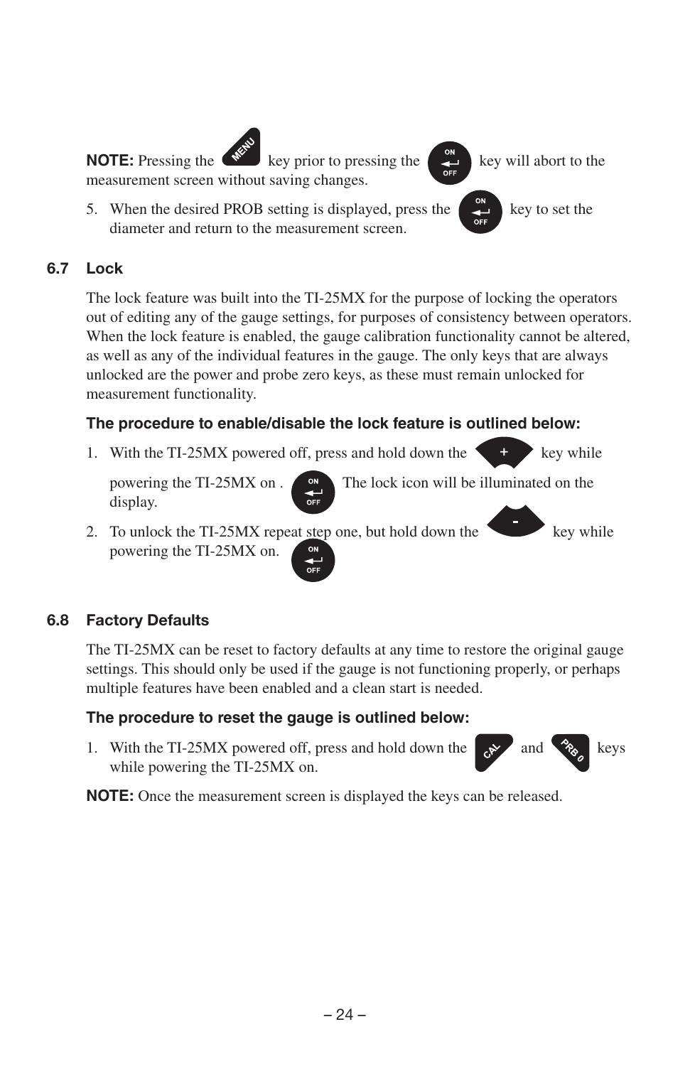**NOTE:** Pressing the MENU key prior to pressing the ON/OFF key will abort to the measurement screen without saving changes.

5. When the desired PROB setting is displayed, press the ON/OFF key to set the diameter and return to the measurement screen.

### 6.7 Lock

The lock feature was built into the TI-25MX for the purpose of locking the operators out of editing any of the gauge settings, for purposes of consistency between operators. When the lock feature is enabled, the gauge calibration functionality cannot be altered, as well as any of the individual features in the gauge. The only keys that are always unlocked are the power and probe zero keys, as these must remain unlocked for measurement functionality.

**The procedure to enable/disable the lock feature is outlined below:**

1. With the TI-25MX powered off, press and hold down the + key while powering the TI-25MX on . ON/OFF The lock icon will be illuminated on the display.
2. To unlock the TI-25MX repeat step one, but hold down the - key while powering the TI-25MX on. ON/OFF

### 6.8 Factory Defaults

The TI-25MX can be reset to factory defaults at any time to restore the original gauge settings. This should only be used if the gauge is not functioning properly, or perhaps multiple features have been enabled and a clean start is needed.

**The procedure to reset the gauge is outlined below:**

1. With the TI-25MX powered off, press and hold down the CAL and PRB 0 keys while powering the TI-25MX on.

**NOTE:** Once the measurement screen is displayed the keys can be released.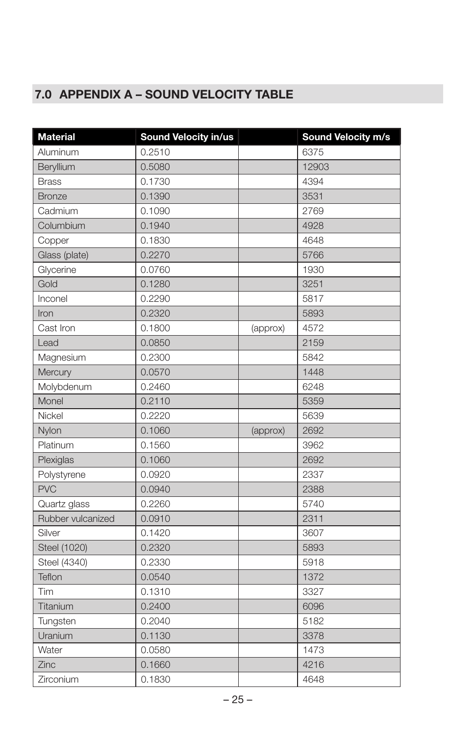## 7.0 APPENDIX A – SOUND VELOCITY TABLE

| Material | Sound Velocity in/us | | Sound Velocity m/s |
|---|---|---|---|
| Aluminum | 0.2510 | | 6375 |
| Beryllium | 0.5080 | | 12903 |
| Brass | 0.1730 | | 4394 |
| Bronze | 0.1390 | | 3531 |
| Cadmium | 0.1090 | | 2769 |
| Columbium | 0.1940 | | 4928 |
| Copper | 0.1830 | | 4648 |
| Glass (plate) | 0.2270 | | 5766 |
| Glycerine | 0.0760 | | 1930 |
| Gold | 0.1280 | | 3251 |
| Inconel | 0.2290 | | 5817 |
| Iron | 0.2320 | | 5893 |
| Cast Iron | 0.1800 | (approx) | 4572 |
| Lead | 0.0850 | | 2159 |
| Magnesium | 0.2300 | | 5842 |
| Mercury | 0.0570 | | 1448 |
| Molybdenum | 0.2460 | | 6248 |
| Monel | 0.2110 | | 5359 |
| Nickel | 0.2220 | | 5639 |
| Nylon | 0.1060 | (approx) | 2692 |
| Platinum | 0.1560 | | 3962 |
| Plexiglas | 0.1060 | | 2692 |
| Polystyrene | 0.0920 | | 2337 |
| PVC | 0.0940 | | 2388 |
| Quartz glass | 0.2260 | | 5740 |
| Rubber vulcanized | 0.0910 | | 2311 |
| Silver | 0.1420 | | 3607 |
| Steel (1020) | 0.2320 | | 5893 |
| Steel (4340) | 0.2330 | | 5918 |
| Teflon | 0.0540 | | 1372 |
| Tim | 0.1310 | | 3327 |
| Titanium | 0.2400 | | 6096 |
| Tungsten | 0.2040 | | 5182 |
| Uranium | 0.1130 | | 3378 |
| Water | 0.0580 | | 1473 |
| Zinc | 0.1660 | | 4216 |
| Zirconium | 0.1830 | | 4648 |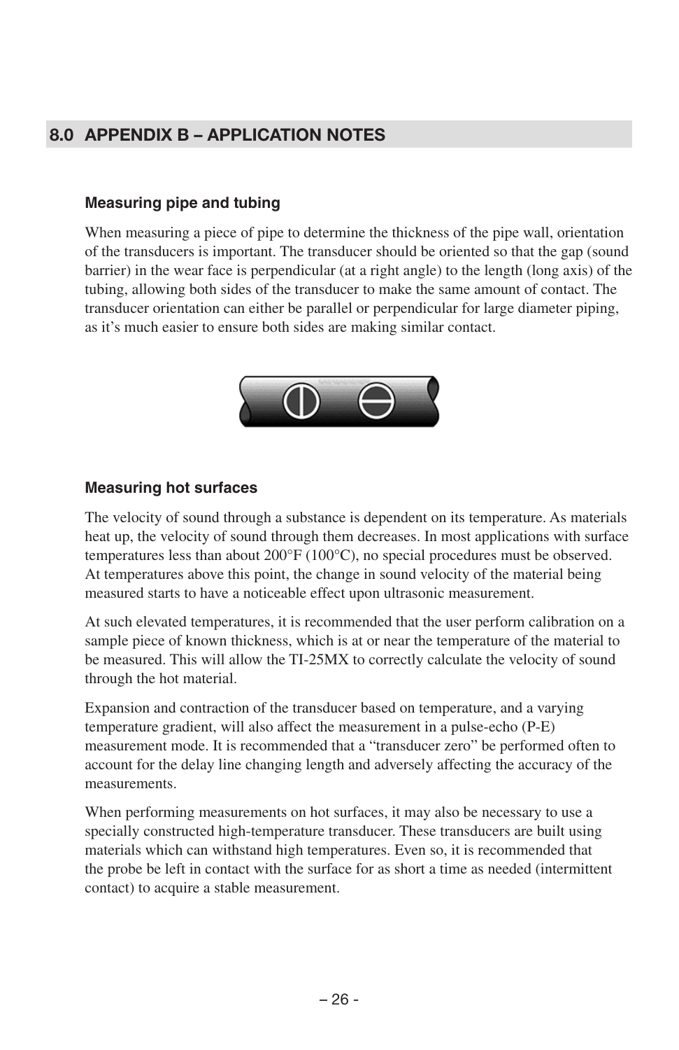## 8.0 APPENDIX B – APPLICATION NOTES

### Measuring pipe and tubing

When measuring a piece of pipe to determine the thickness of the pipe wall, orientation of the transducers is important. The transducer should be oriented so that the gap (sound barrier) in the wear face is perpendicular (at a right angle) to the length (long axis) of the tubing, allowing both sides of the transducer to make the same amount of contact. The transducer orientation can either be parallel or perpendicular for large diameter piping, as it's much easier to ensure both sides are making similar contact.

### Measuring hot surfaces

The velocity of sound through a substance is dependent on its temperature. As materials heat up, the velocity of sound through them decreases. In most applications with surface temperatures less than about 200°F (100°C), no special procedures must be observed. At temperatures above this point, the change in sound velocity of the material being measured starts to have a noticeable effect upon ultrasonic measurement.

At such elevated temperatures, it is recommended that the user perform calibration on a sample piece of known thickness, which is at or near the temperature of the material to be measured. This will allow the TI-25MX to correctly calculate the velocity of sound through the hot material.

Expansion and contraction of the transducer based on temperature, and a varying temperature gradient, will also affect the measurement in a pulse-echo (P-E) measurement mode. It is recommended that a "transducer zero" be performed often to account for the delay line changing length and adversely affecting the accuracy of the measurements.

When performing measurements on hot surfaces, it may also be necessary to use a specially constructed high-temperature transducer. These transducers are built using materials which can withstand high temperatures. Even so, it is recommended that the probe be left in contact with the surface for as short a time as needed (intermittent contact) to acquire a stable measurement.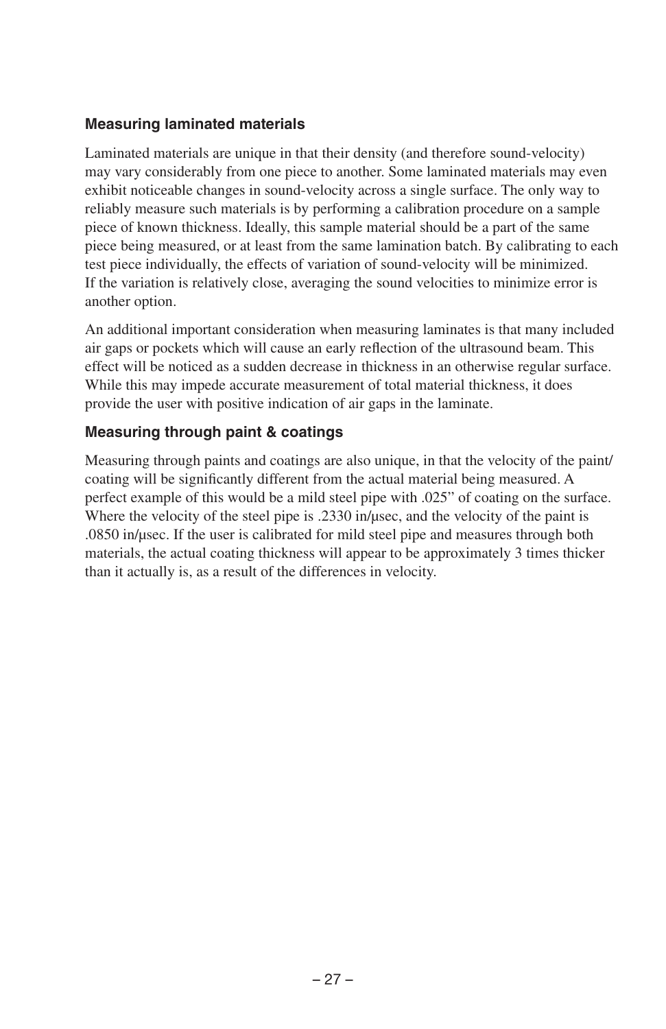### Measuring laminated materials

Laminated materials are unique in that their density (and therefore sound-velocity) may vary considerably from one piece to another. Some laminated materials may even exhibit noticeable changes in sound-velocity across a single surface. The only way to reliably measure such materials is by performing a calibration procedure on a sample piece of known thickness. Ideally, this sample material should be a part of the same piece being measured, or at least from the same lamination batch. By calibrating to each test piece individually, the effects of variation of sound-velocity will be minimized. If the variation is relatively close, averaging the sound velocities to minimize error is another option.

An additional important consideration when measuring laminates is that many included air gaps or pockets which will cause an early reflection of the ultrasound beam. This effect will be noticed as a sudden decrease in thickness in an otherwise regular surface. While this may impede accurate measurement of total material thickness, it does provide the user with positive indication of air gaps in the laminate.

### Measuring through paint & coatings

Measuring through paints and coatings are also unique, in that the velocity of the paint/coating will be significantly different from the actual material being measured. A perfect example of this would be a mild steel pipe with .025" of coating on the surface. Where the velocity of the steel pipe is .2330 in/µsec, and the velocity of the paint is .0850 in/µsec. If the user is calibrated for mild steel pipe and measures through both materials, the actual coating thickness will appear to be approximately 3 times thicker than it actually is, as a result of the differences in velocity.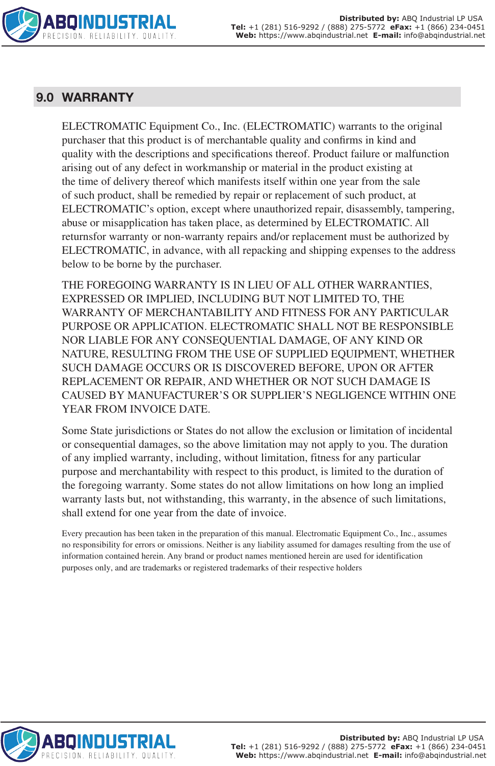## 9.0 WARRANTY

ELECTROMATIC Equipment Co., Inc. (ELECTROMATIC) warrants to the original purchaser that this product is of merchantable quality and confirms in kind and quality with the descriptions and specifications thereof. Product failure or malfunction arising out of any defect in workmanship or material in the product existing at the time of delivery thereof which manifests itself within one year from the sale of such product, shall be remedied by repair or replacement of such product, at ELECTROMATIC's option, except where unauthorized repair, disassembly, tampering, abuse or misapplication has taken place, as determined by ELECTROMATIC. All returnsfor warranty or non-warranty repairs and/or replacement must be authorized by ELECTROMATIC, in advance, with all repacking and shipping expenses to the address below to be borne by the purchaser.

THE FOREGOING WARRANTY IS IN LIEU OF ALL OTHER WARRANTIES, EXPRESSED OR IMPLIED, INCLUDING BUT NOT LIMITED TO, THE WARRANTY OF MERCHANTABILITY AND FITNESS FOR ANY PARTICULAR PURPOSE OR APPLICATION. ELECTROMATIC SHALL NOT BE RESPONSIBLE NOR LIABLE FOR ANY CONSEQUENTIAL DAMAGE, OF ANY KIND OR NATURE, RESULTING FROM THE USE OF SUPPLIED EQUIPMENT, WHETHER SUCH DAMAGE OCCURS OR IS DISCOVERED BEFORE, UPON OR AFTER REPLACEMENT OR REPAIR, AND WHETHER OR NOT SUCH DAMAGE IS CAUSED BY MANUFACTURER'S OR SUPPLIER'S NEGLIGENCE WITHIN ONE YEAR FROM INVOICE DATE.

Some State jurisdictions or States do not allow the exclusion or limitation of incidental or consequential damages, so the above limitation may not apply to you. The duration of any implied warranty, including, without limitation, fitness for any particular purpose and merchantability with respect to this product, is limited to the duration of the foregoing warranty. Some states do not allow limitations on how long an implied warranty lasts but, not withstanding, this warranty, in the absence of such limitations, shall extend for one year from the date of invoice.

Every precaution has been taken in the preparation of this manual. Electromatic Equipment Co., Inc., assumes no responsibility for errors or omissions. Neither is any liability assumed for damages resulting from the use of information contained herein. Any brand or product names mentioned herein are used for identification purposes only, and are trademarks or registered trademarks of their respective holders